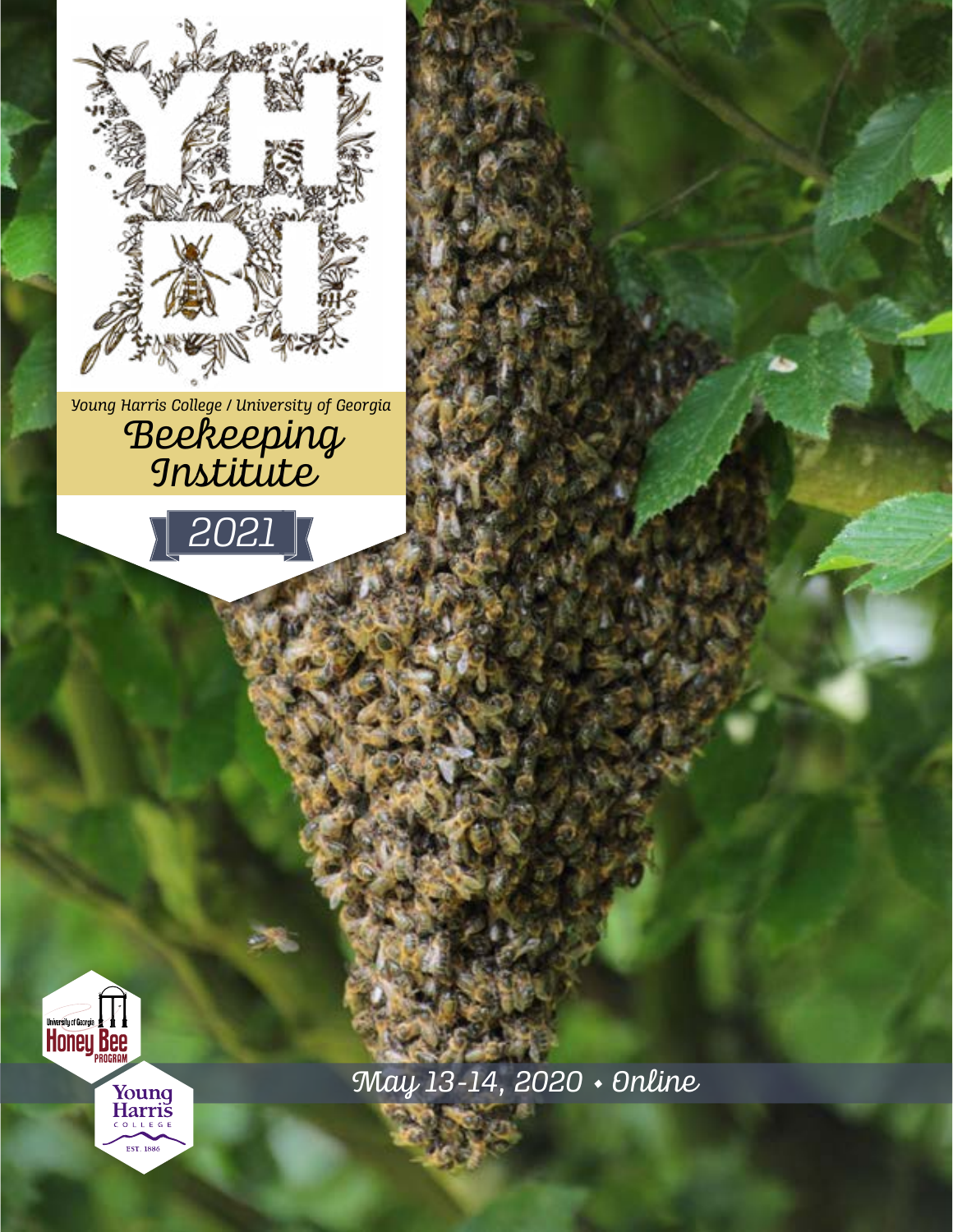YHBI

Young Harris College / University of Georgia

# Beekeeping Institute

## 2021

University of Georgia Honey Bee Program

Young Harris College EST. 1886

May 13-14, 2020 • Online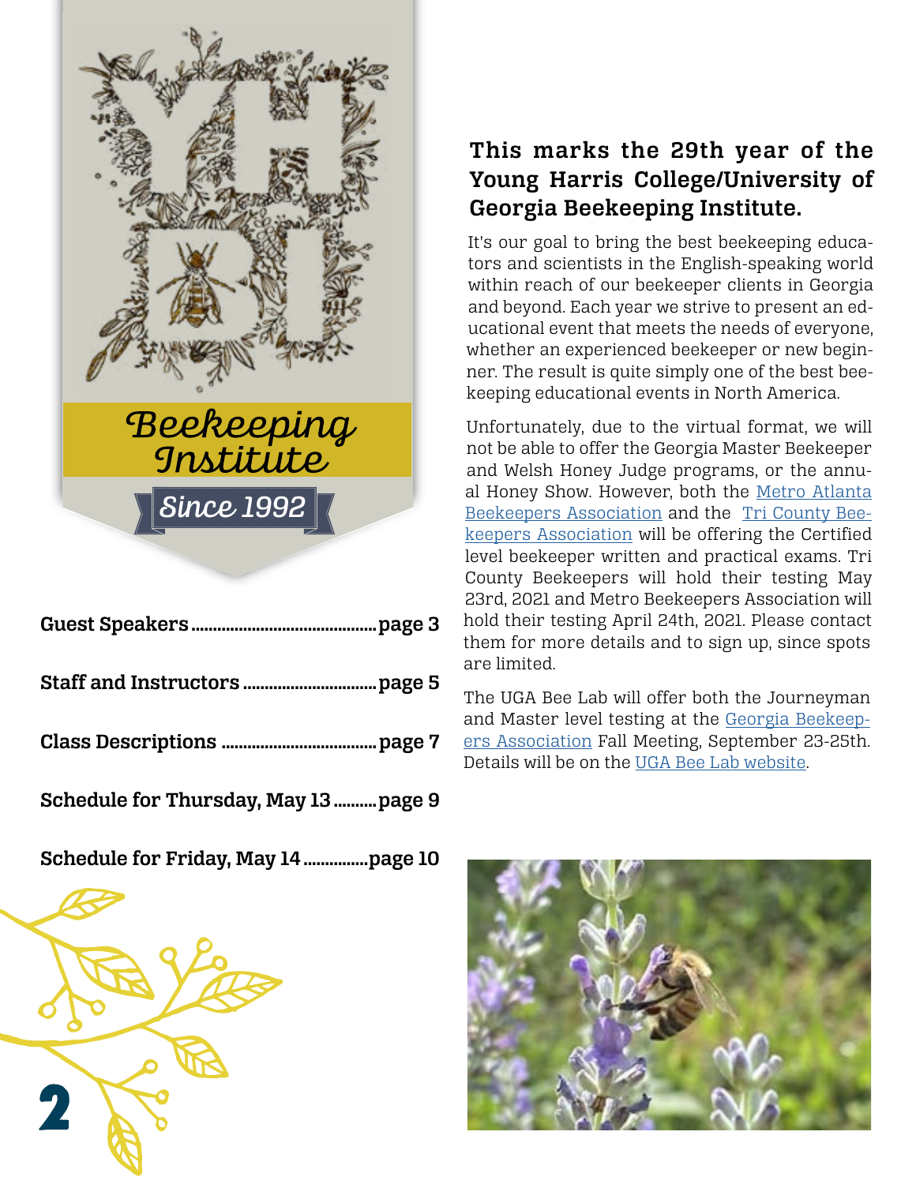YHBI

Beekeeping Institute

Since 1992

| | |
|---|---|
| **Guest Speakers** | **page 3** |
| **Staff and Instructors** | **page 5** |
| **Class Descriptions** | **page 7** |
| **Schedule for Thursday, May 13** | **page 9** |
| **Schedule for Friday, May 14** | **page 10** |

## This marks the 29th year of the Young Harris College/University of Georgia Beekeeping Institute.

It's our goal to bring the best beekeeping educators and scientists in the English-speaking world within reach of our beekeeper clients in Georgia and beyond. Each year we strive to present an educational event that meets the needs of everyone, whether an experienced beekeeper or new beginner. The result is quite simply one of the best beekeeping educational events in North America.

Unfortunately, due to the virtual format, we will not be able to offer the Georgia Master Beekeeper and Welsh Honey Judge programs, or the annual Honey Show. However, both the Metro Atlanta Beekeepers Association and the Tri County Beekeepers Association will be offering the Certified level beekeeper written and practical exams. Tri County Beekeepers will hold their testing May 23rd, 2021 and Metro Beekeepers Association will hold their testing April 24th, 2021. Please contact them for more details and to sign up, since spots are limited.

The UGA Bee Lab will offer both the Journeyman and Master level testing at the Georgia Beekeepers Association Fall Meeting, September 23-25th. Details will be on the UGA Bee Lab website.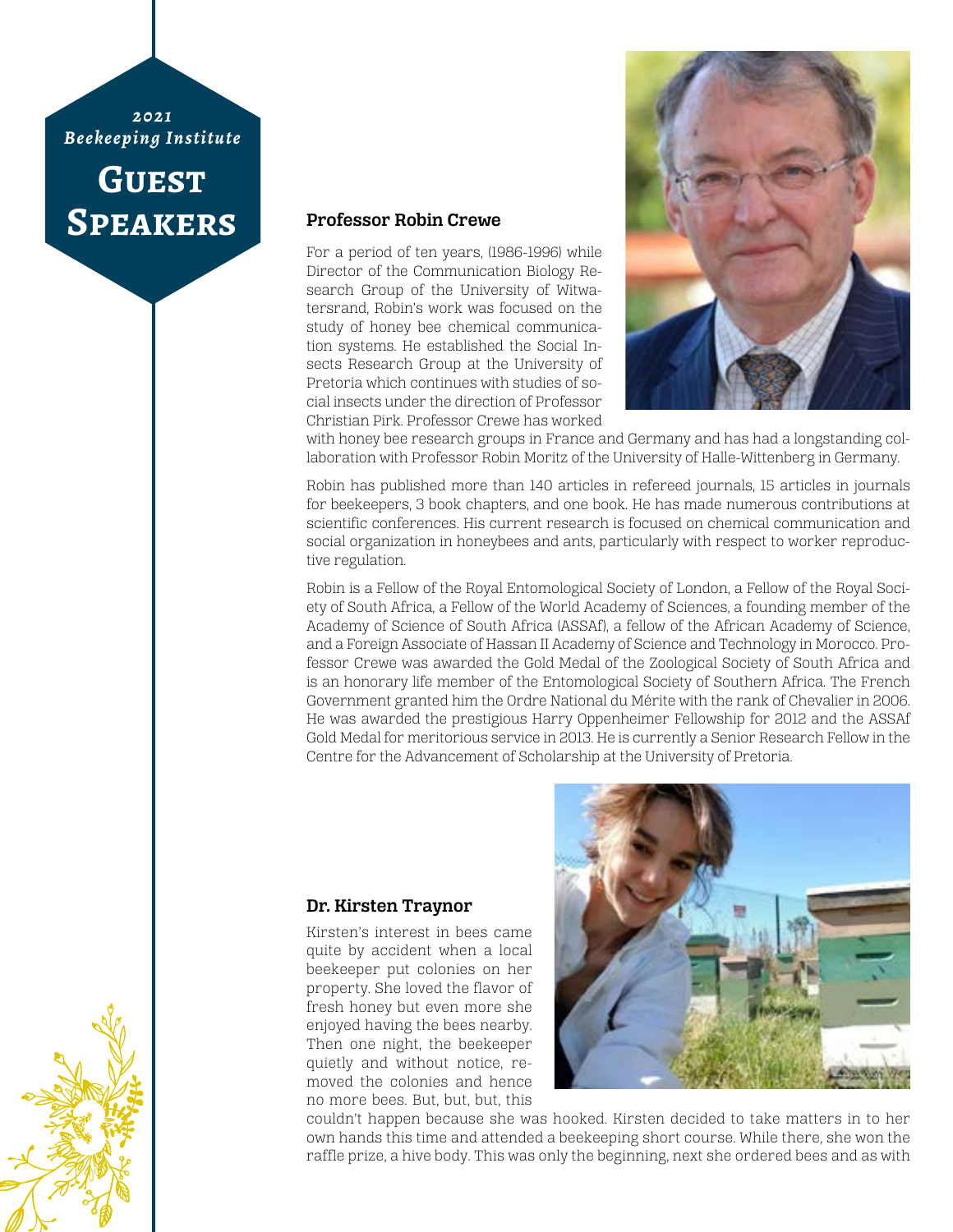*2021*
*Beekeeping Institute*

# Guest Speakers

### Professor Robin Crewe

For a period of ten years, (1986-1996) while Director of the Communication Biology Research Group of the University of Witwatersrand, Robin's work was focused on the study of honey bee chemical communication systems. He established the Social Insects Research Group at the University of Pretoria which continues with studies of social insects under the direction of Professor Christian Pirk. Professor Crewe has worked with honey bee research groups in France and Germany and has had a longstanding collaboration with Professor Robin Moritz of the University of Halle-Wittenberg in Germany.

Robin has published more than 140 articles in refereed journals, 15 articles in journals for beekeepers, 3 book chapters, and one book. He has made numerous contributions at scientific conferences. His current research is focused on chemical communication and social organization in honeybees and ants, particularly with respect to worker reproductive regulation.

Robin is a Fellow of the Royal Entomological Society of London, a Fellow of the Royal Society of South Africa, a Fellow of the World Academy of Sciences, a founding member of the Academy of Science of South Africa (ASSAf), a fellow of the African Academy of Science, and a Foreign Associate of Hassan II Academy of Science and Technology in Morocco. Professor Crewe was awarded the Gold Medal of the Zoological Society of South Africa and is an honorary life member of the Entomological Society of Southern Africa. The French Government granted him the Ordre National du Mérite with the rank of Chevalier in 2006. He was awarded the prestigious Harry Oppenheimer Fellowship for 2012 and the ASSAf Gold Medal for meritorious service in 2013. He is currently a Senior Research Fellow in the Centre for the Advancement of Scholarship at the University of Pretoria.

### Dr. Kirsten Traynor

Kirsten's interest in bees came quite by accident when a local beekeeper put colonies on her property. She loved the flavor of fresh honey but even more she enjoyed having the bees nearby. Then one night, the beekeeper quietly and without notice, removed the colonies and hence no more bees. But, but, but, this couldn't happen because she was hooked. Kirsten decided to take matters in to her own hands this time and attended a beekeeping short course. While there, she won the raffle prize, a hive body. This was only the beginning, next she ordered bees and as with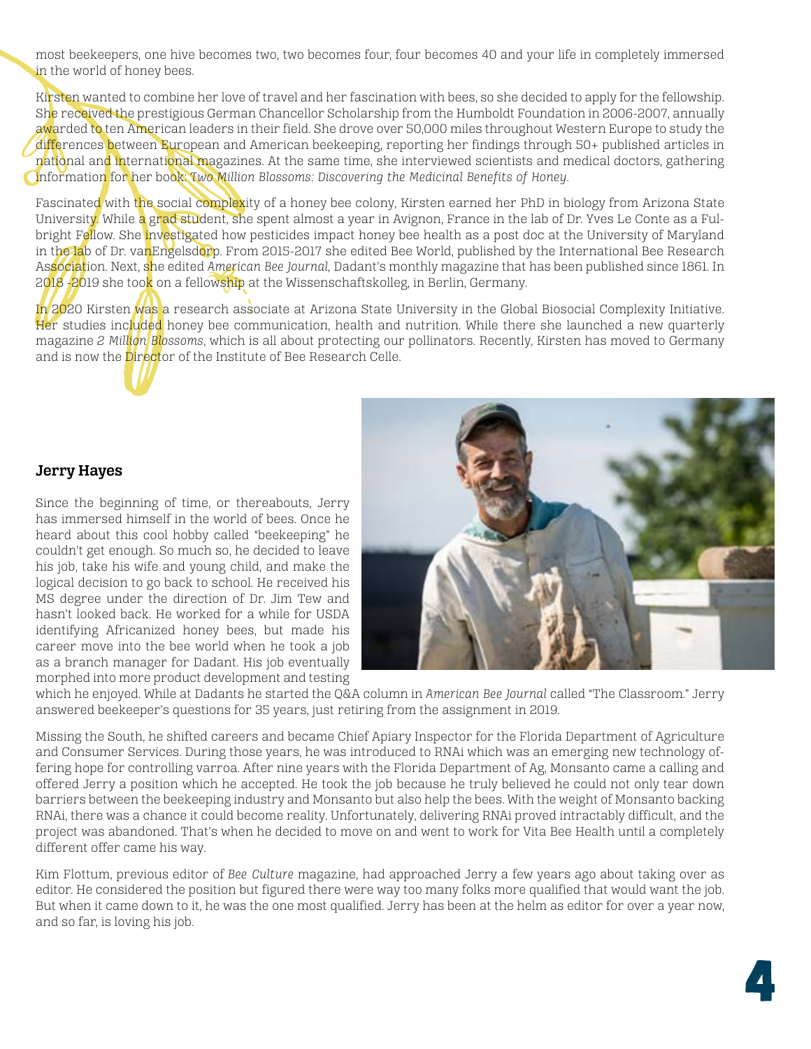most beekeepers, one hive becomes two, two becomes four, four becomes 40 and your life in completely immersed in the world of honey bees.

Kirsten wanted to combine her love of travel and her fascination with bees, so she decided to apply for the fellowship. She received the prestigious German Chancellor Scholarship from the Humboldt Foundation in 2006-2007, annually awarded to ten American leaders in their field. She drove over 50,000 miles throughout Western Europe to study the differences between European and American beekeeping, reporting her findings through 50+ published articles in national and international magazines. At the same time, she interviewed scientists and medical doctors, gathering information for her book: *Two Million Blossoms: Discovering the Medicinal Benefits of Honey.*

Fascinated with the social complexity of a honey bee colony, Kirsten earned her PhD in biology from Arizona State University. While a grad student, she spent almost a year in Avignon, France in the lab of Dr. Yves Le Conte as a Fulbright Fellow. She investigated how pesticides impact honey bee health as a post doc at the University of Maryland in the lab of Dr. vanEngelsdorp. From 2015-2017 she edited Bee World, published by the International Bee Research Association. Next, she edited *American Bee Journal*, Dadant's monthly magazine that has been published since 1861. In 2018 -2019 she took on a fellowship at the Wissenschaftskolleg, in Berlin, Germany.

In 2020 Kirsten was a research associate at Arizona State University in the Global Biosocial Complexity Initiative. Her studies included honey bee communication, health and nutrition. While there she launched a new quarterly magazine *2 Million Blossoms*, which is all about protecting our pollinators. Recently, Kirsten has moved to Germany and is now the Director of the Institute of Bee Research Celle.

### Jerry Hayes

Since the beginning of time, or thereabouts, Jerry has immersed himself in the world of bees. Once he heard about this cool hobby called "beekeeping" he couldn't get enough. So much so, he decided to leave his job, take his wife and young child, and make the logical decision to go back to school. He received his MS degree under the direction of Dr. Jim Tew and hasn't looked back. He worked for a while for USDA identifying Africanized honey bees, but made his career move into the bee world when he took a job as a branch manager for Dadant. His job eventually morphed into more product development and testing which he enjoyed. While at Dadants he started the Q&A column in *American Bee Journal* called "The Classroom." Jerry answered beekeeper's questions for 35 years, just retiring from the assignment in 2019.

Missing the South, he shifted careers and became Chief Apiary Inspector for the Florida Department of Agriculture and Consumer Services. During those years, he was introduced to RNAi which was an emerging new technology offering hope for controlling varroa. After nine years with the Florida Department of Ag, Monsanto came a calling and offered Jerry a position which he accepted. He took the job because he truly believed he could not only tear down barriers between the beekeeping industry and Monsanto but also help the bees. With the weight of Monsanto backing RNAi, there was a chance it could become reality. Unfortunately, delivering RNAi proved intractably difficult, and the project was abandoned. That's when he decided to move on and went to work for Vita Bee Health until a completely different offer came his way.

Kim Flottum, previous editor of *Bee Culture* magazine, had approached Jerry a few years ago about taking over as editor. He considered the position but figured there were way too many folks more qualified that would want the job. But when it came down to it, he was the one most qualified. Jerry has been at the helm as editor for over a year now, and so far, is loving his job.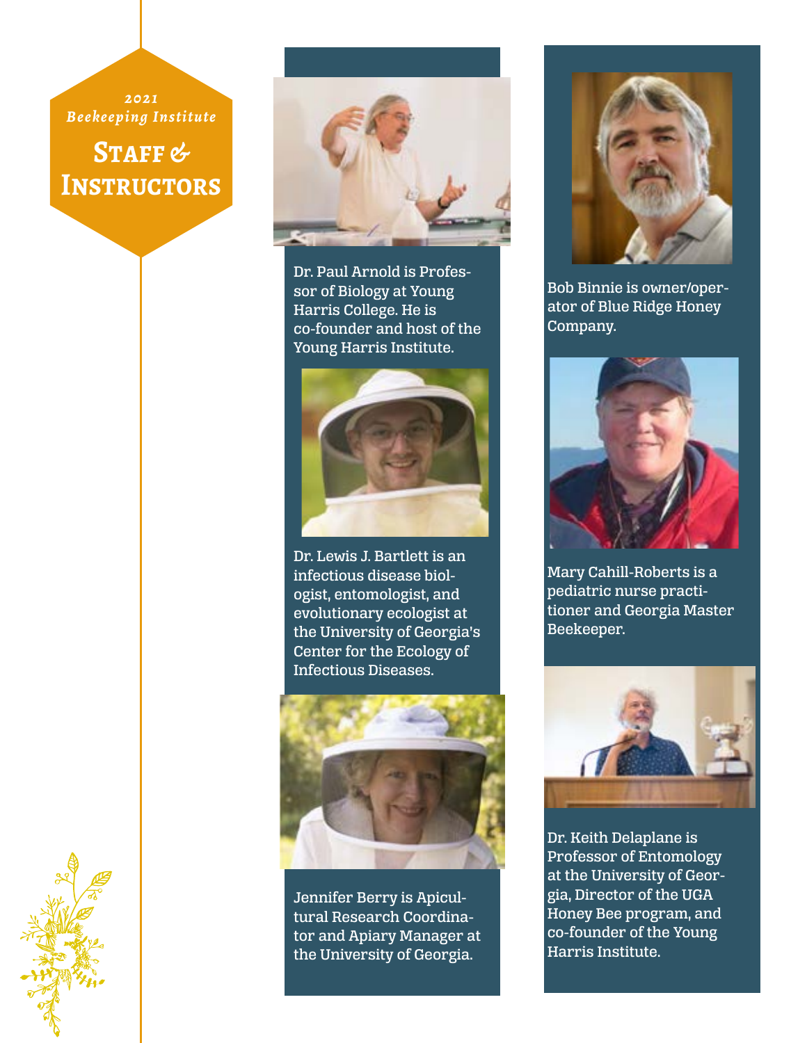*2021 Beekeeping Institute*

# Staff & Instructors

Dr. Paul Arnold is Professor of Biology at Young Harris College. He is co-founder and host of the Young Harris Institute.

Dr. Lewis J. Bartlett is an infectious disease biologist, entomologist, and evolutionary ecologist at the University of Georgia's Center for the Ecology of Infectious Diseases.

Jennifer Berry is Apicultural Research Coordinator and Apiary Manager at the University of Georgia.

Bob Binnie is owner/operator of Blue Ridge Honey Company.

Mary Cahill-Roberts is a pediatric nurse practitioner and Georgia Master Beekeeper.

Dr. Keith Delaplane is Professor of Entomology at the University of Georgia, Director of the UGA Honey Bee program, and co-founder of the Young Harris Institute.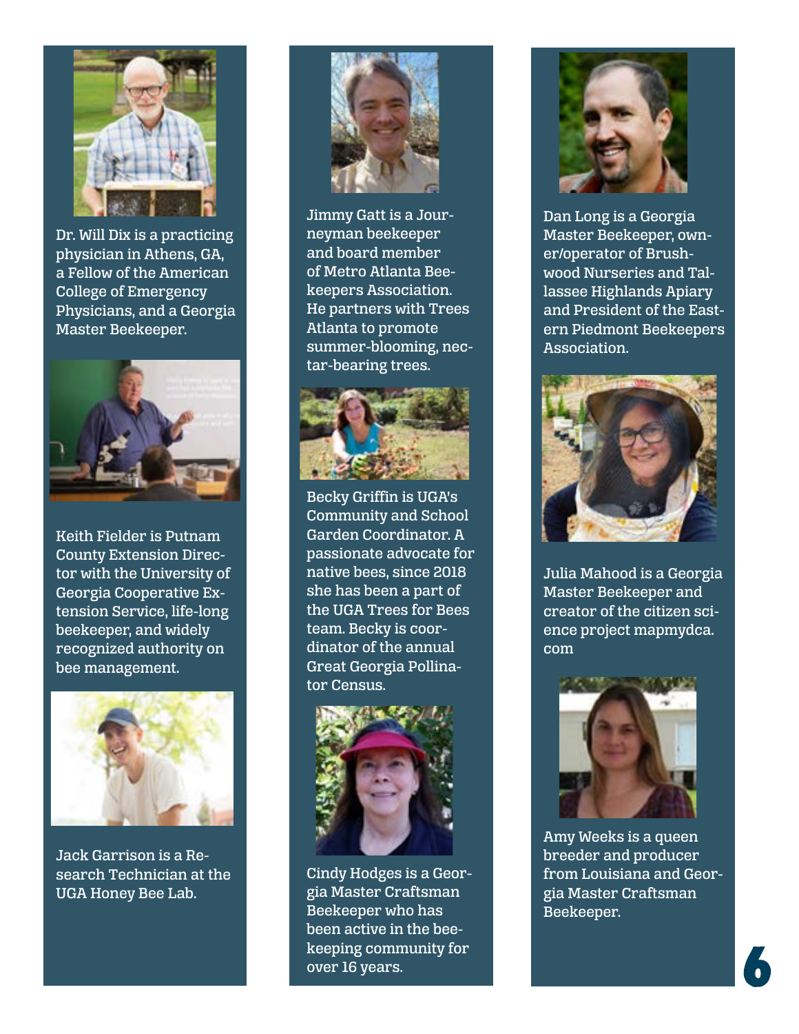Dr. Will Dix is a practicing physician in Athens, GA, a Fellow of the American College of Emergency Physicians, and a Georgia Master Beekeeper.

Keith Fielder is Putnam County Extension Director with the University of Georgia Cooperative Extension Service, life-long beekeeper, and widely recognized authority on bee management.

Jack Garrison is a Research Technician at the UGA Honey Bee Lab.

Jimmy Gatt is a Journeyman beekeeper and board member of Metro Atlanta Beekeepers Association. He partners with Trees Atlanta to promote summer-blooming, nectar-bearing trees.

Becky Griffin is UGA's Community and School Garden Coordinator. A passionate advocate for native bees, since 2018 she has been a part of the UGA Trees for Bees team. Becky is coordinator of the annual Great Georgia Pollinator Census.

Cindy Hodges is a Georgia Master Craftsman Beekeeper who has been active in the beekeeping community for over 16 years.

Dan Long is a Georgia Master Beekeeper, owner/operator of Brushwood Nurseries and Tallassee Highlands Apiary and President of the Eastern Piedmont Beekeepers Association.

Julia Mahood is a Georgia Master Beekeeper and creator of the citizen science project mapmydca.com

Amy Weeks is a queen breeder and producer from Louisiana and Georgia Master Craftsman Beekeeper.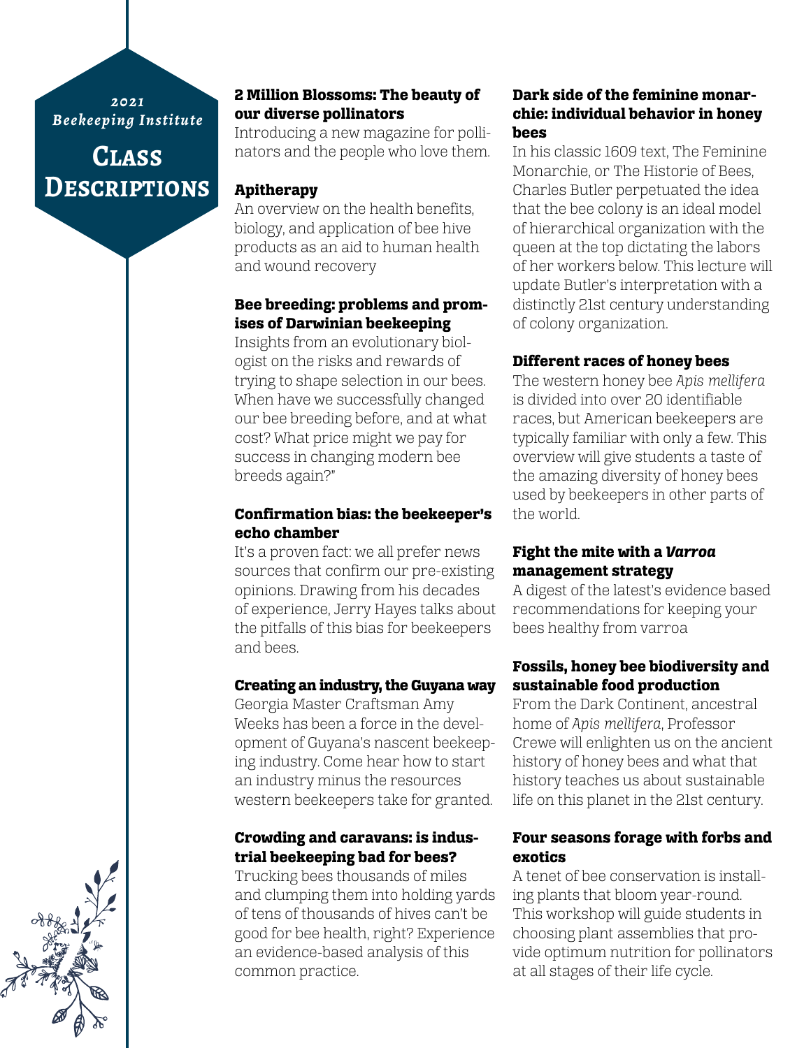*2021 Beekeeping Institute*

# Class Descriptions

### 2 Million Blossoms: The beauty of our diverse pollinators

Introducing a new magazine for pollinators and the people who love them.

### Apitherapy

An overview on the health benefits, biology, and application of bee hive products as an aid to human health and wound recovery

### Bee breeding: problems and promises of Darwinian beekeeping

Insights from an evolutionary biologist on the risks and rewards of trying to shape selection in our bees. When have we successfully changed our bee breeding before, and at what cost? What price might we pay for success in changing modern bee breeds again?"

### Confirmation bias: the beekeeper's echo chamber

It's a proven fact: we all prefer news sources that confirm our pre-existing opinions. Drawing from his decades of experience, Jerry Hayes talks about the pitfalls of this bias for beekeepers and bees.

### Creating an industry, the Guyana way

Georgia Master Craftsman Amy Weeks has been a force in the development of Guyana's nascent beekeeping industry. Come hear how to start an industry minus the resources western beekeepers take for granted.

### Crowding and caravans: is industrial beekeeping bad for bees?

Trucking bees thousands of miles and clumping them into holding yards of tens of thousands of hives can't be good for bee health, right? Experience an evidence-based analysis of this common practice.

### Dark side of the feminine monarchie: individual behavior in honey bees

In his classic 1609 text, The Feminine Monarchie, or The Historie of Bees, Charles Butler perpetuated the idea that the bee colony is an ideal model of hierarchical organization with the queen at the top dictating the labors of her workers below. This lecture will update Butler's interpretation with a distinctly 21st century understanding of colony organization.

### Different races of honey bees

The western honey bee *Apis mellifera* is divided into over 20 identifiable races, but American beekeepers are typically familiar with only a few. This overview will give students a taste of the amazing diversity of honey bees used by beekeepers in other parts of the world.

### Fight the mite with a *Varroa* management strategy

A digest of the latest's evidence based recommendations for keeping your bees healthy from varroa

### Fossils, honey bee biodiversity and sustainable food production

From the Dark Continent, ancestral home of *Apis mellifera*, Professor Crewe will enlighten us on the ancient history of honey bees and what that history teaches us about sustainable life on this planet in the 21st century.

### Four seasons forage with forbs and exotics

A tenet of bee conservation is installing plants that bloom year-round. This workshop will guide students in choosing plant assemblies that provide optimum nutrition for pollinators at all stages of their life cycle.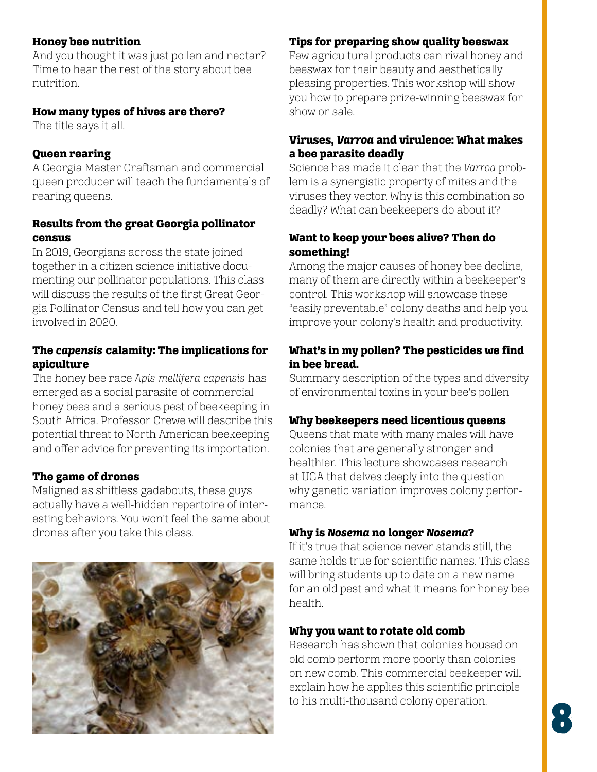### Honey bee nutrition

And you thought it was just pollen and nectar? Time to hear the rest of the story about bee nutrition.

### How many types of hives are there?

The title says it all.

### Queen rearing

A Georgia Master Craftsman and commercial queen producer will teach the fundamentals of rearing queens.

### Results from the great Georgia pollinator census

In 2019, Georgians across the state joined together in a citizen science initiative documenting our pollinator populations. This class will discuss the results of the first Great Georgia Pollinator Census and tell how you can get involved in 2020.

### The *capensis* calamity: The implications for apiculture

The honey bee race *Apis mellifera capensis* has emerged as a social parasite of commercial honey bees and a serious pest of beekeeping in South Africa. Professor Crewe will describe this potential threat to North American beekeeping and offer advice for preventing its importation.

### The game of drones

Maligned as shiftless gadabouts, these guys actually have a well-hidden repertoire of interesting behaviors. You won't feel the same about drones after you take this class.

### Tips for preparing show quality beeswax

Few agricultural products can rival honey and beeswax for their beauty and aesthetically pleasing properties. This workshop will show you how to prepare prize-winning beeswax for show or sale.

### Viruses, *Varroa* and virulence: What makes a bee parasite deadly

Science has made it clear that the *Varroa* problem is a synergistic property of mites and the viruses they vector. Why is this combination so deadly? What can beekeepers do about it?

### Want to keep your bees alive? Then do something!

Among the major causes of honey bee decline, many of them are directly within a beekeeper's control. This workshop will showcase these "easily preventable" colony deaths and help you improve your colony's health and productivity.

### What's in my pollen? The pesticides we find in bee bread.

Summary description of the types and diversity of environmental toxins in your bee's pollen

### Why beekeepers need licentious queens

Queens that mate with many males will have colonies that are generally stronger and healthier. This lecture showcases research at UGA that delves deeply into the question why genetic variation improves colony performance.

### Why is *Nosema* no longer *Nosema*?

If it's true that science never stands still, the same holds true for scientific names. This class will bring students up to date on a new name for an old pest and what it means for honey bee health.

### Why you want to rotate old comb

Research has shown that colonies housed on old comb perform more poorly than colonies on new comb. This commercial beekeeper will explain how he applies this scientific principle to his multi-thousand colony operation.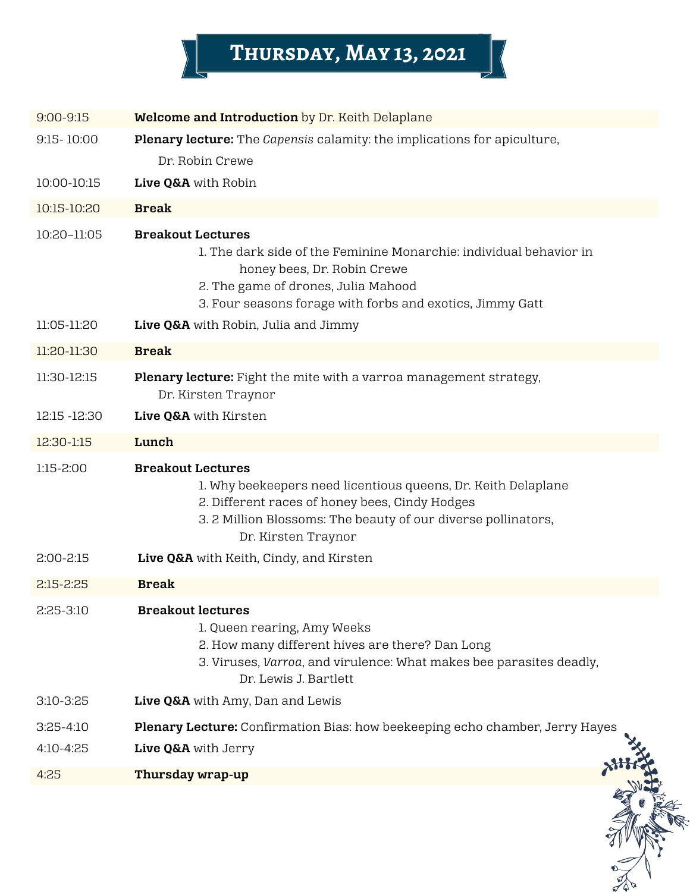# Thursday, May 13, 2021

| | |
|---|---|
| 9:00-9:15 | **Welcome and Introduction** by Dr. Keith Delaplane |
| 9:15- 10:00 | **Plenary lecture:** The *Capensis* calamity: the implications for apiculture, Dr. Robin Crewe |
| 10:00-10:15 | **Live Q&A** with Robin |
| 10:15-10:20 | **Break** |
| 10:20–11:05 | **Breakout Lectures**<br>1. The dark side of the Feminine Monarchie: individual behavior in honey bees, Dr. Robin Crewe<br>2. The game of drones, Julia Mahood<br>3. Four seasons forage with forbs and exotics, Jimmy Gatt |
| 11:05-11:20 | **Live Q&A** with Robin, Julia and Jimmy |
| 11:20-11:30 | **Break** |
| 11:30-12:15 | **Plenary lecture:** Fight the mite with a varroa management strategy, Dr. Kirsten Traynor |
| 12:15 -12:30 | **Live Q&A** with Kirsten |
| 12:30-1:15 | **Lunch** |
| 1:15-2:00 | **Breakout Lectures**<br>1. Why beekeepers need licentious queens, Dr. Keith Delaplane<br>2. Different races of honey bees, Cindy Hodges<br>3. 2 Million Blossoms: The beauty of our diverse pollinators, Dr. Kirsten Traynor |
| 2:00-2:15 | **Live Q&A** with Keith, Cindy, and Kirsten |
| 2:15-2:25 | **Break** |
| 2:25-3:10 | **Breakout lectures**<br>1. Queen rearing, Amy Weeks<br>2. How many different hives are there? Dan Long<br>3. Viruses, *Varroa*, and virulence: What makes bee parasites deadly, Dr. Lewis J. Bartlett |
| 3:10-3:25 | **Live Q&A** with Amy, Dan and Lewis |
| 3:25-4:10 | **Plenary Lecture:** Confirmation Bias: how beekeeping echo chamber, Jerry Hayes |
| 4:10-4:25 | **Live Q&A** with Jerry |
| 4:25 | **Thursday wrap-up** |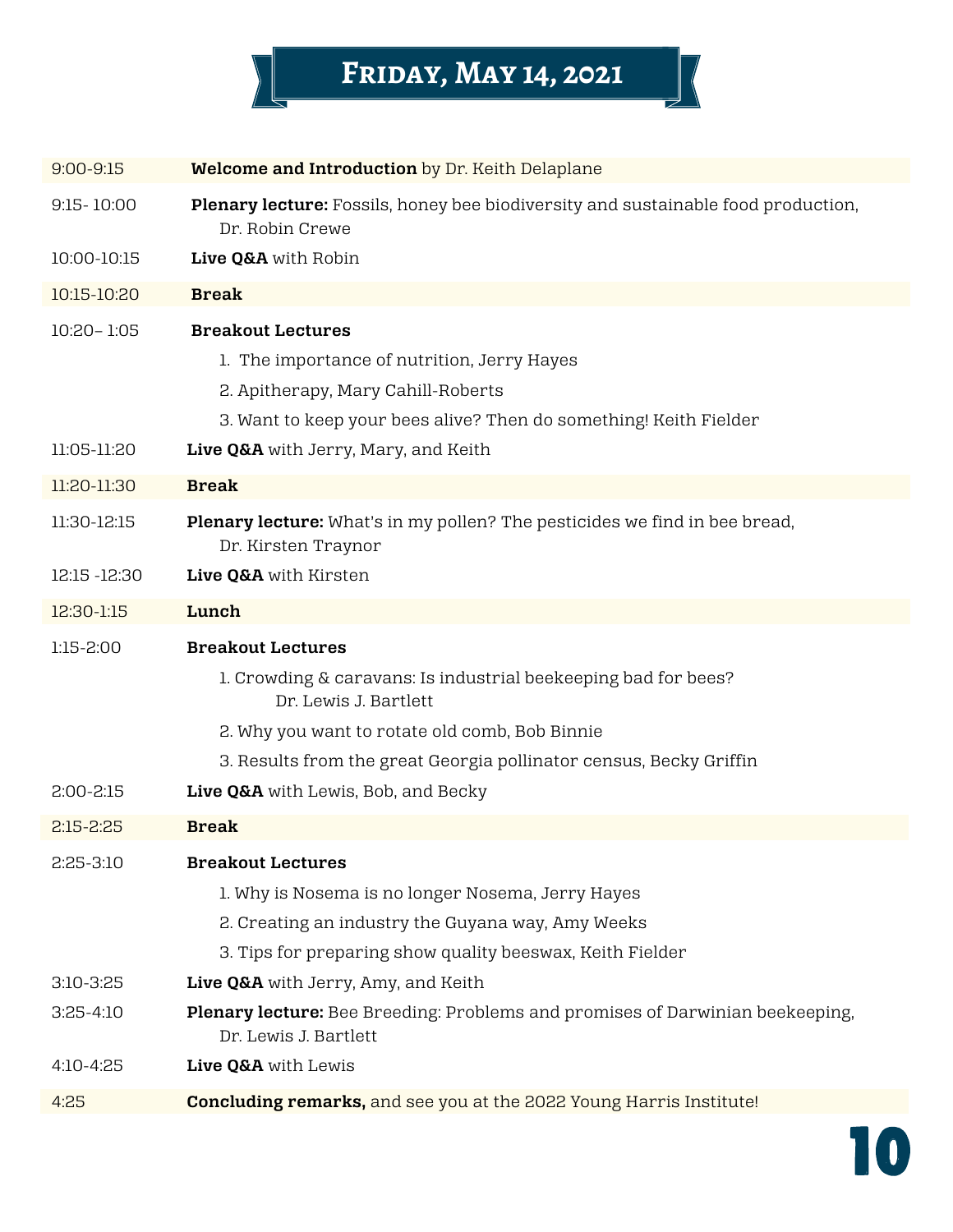# Friday, May 14, 2021

| | |
|---|---|
| 9:00-9:15 | **Welcome and Introduction** by Dr. Keith Delaplane |
| 9:15- 10:00 | **Plenary lecture:** Fossils, honey bee biodiversity and sustainable food production, Dr. Robin Crewe |
| 10:00-10:15 | **Live Q&A** with Robin |
| 10:15-10:20 | **Break** |
| 10:20– 1:05 | **Breakout Lectures**<br>1. The importance of nutrition, Jerry Hayes<br>2. Apitherapy, Mary Cahill-Roberts<br>3. Want to keep your bees alive? Then do something! Keith Fielder |
| 11:05-11:20 | **Live Q&A** with Jerry, Mary, and Keith |
| 11:20-11:30 | **Break** |
| 11:30-12:15 | **Plenary lecture:** What's in my pollen? The pesticides we find in bee bread, Dr. Kirsten Traynor |
| 12:15 -12:30 | **Live Q&A** with Kirsten |
| 12:30-1:15 | **Lunch** |
| 1:15-2:00 | **Breakout Lectures**<br>1. Crowding & caravans: Is industrial beekeeping bad for bees? Dr. Lewis J. Bartlett<br>2. Why you want to rotate old comb, Bob Binnie<br>3. Results from the great Georgia pollinator census, Becky Griffin |
| 2:00-2:15 | **Live Q&A** with Lewis, Bob, and Becky |
| 2:15-2:25 | **Break** |
| 2:25-3:10 | **Breakout Lectures**<br>1. Why is Nosema is no longer Nosema, Jerry Hayes<br>2. Creating an industry the Guyana way, Amy Weeks<br>3. Tips for preparing show quality beeswax, Keith Fielder |
| 3:10-3:25 | **Live Q&A** with Jerry, Amy, and Keith |
| 3:25-4:10 | **Plenary lecture:** Bee Breeding: Problems and promises of Darwinian beekeeping, Dr. Lewis J. Bartlett |
| 4:10-4:25 | **Live Q&A** with Lewis |
| 4:25 | **Concluding remarks,** and see you at the 2022 Young Harris Institute! |